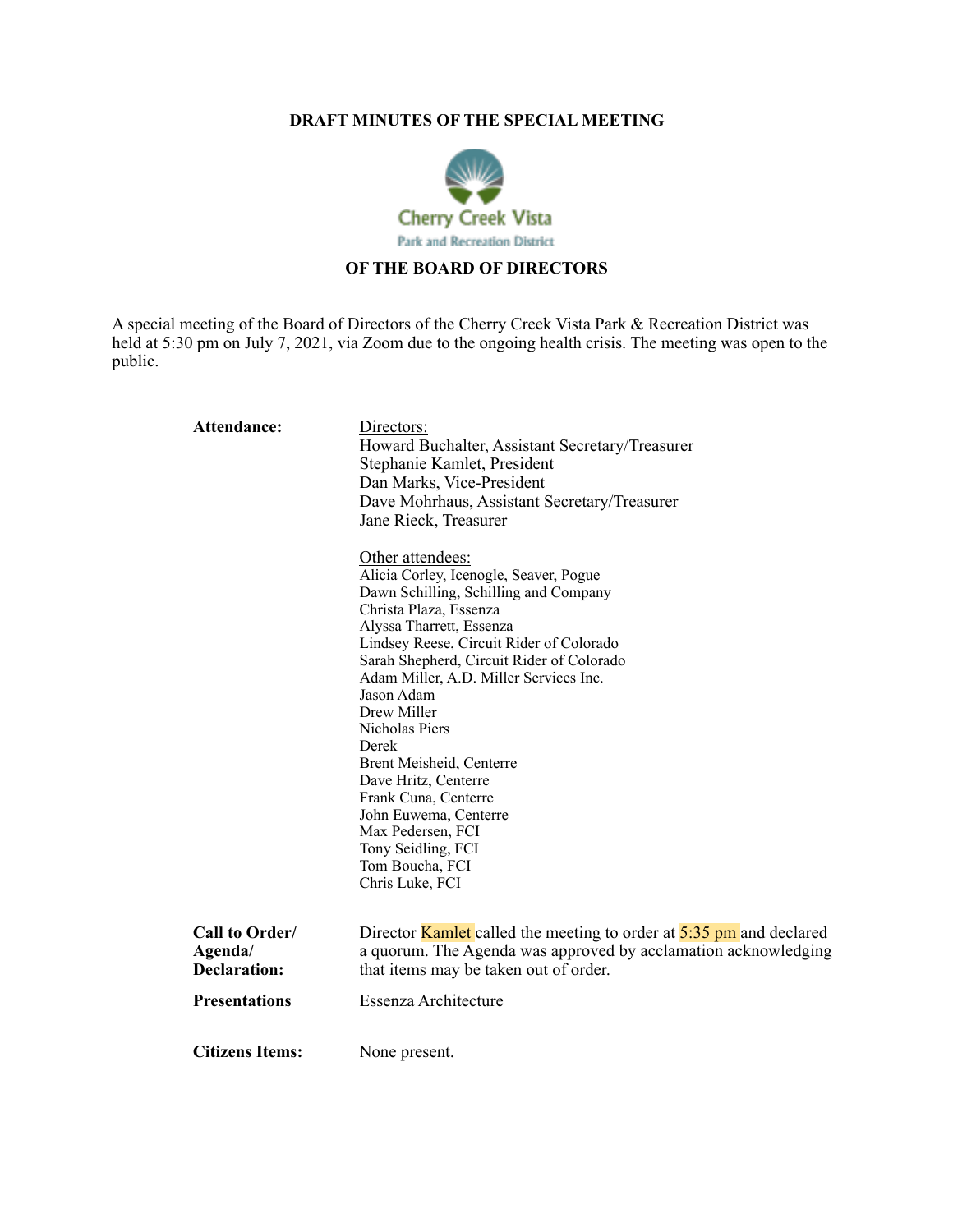**DRAFT MINUTES OF THE SPECIAL MEETING**

Cherry Creek Vista
Park and Recreation District

**OF THE BOARD OF DIRECTORS**

A special meeting of the Board of Directors of the Cherry Creek Vista Park & Recreation District was held at 5:30 pm on July 7, 2021, via Zoom due to the ongoing health crisis. The meeting was open to the public.

**Attendance:**

Directors:
Howard Buchalter, Assistant Secretary/Treasurer
Stephanie Kamlet, President
Dan Marks, Vice-President
Dave Mohrhaus, Assistant Secretary/Treasurer
Jane Rieck, Treasurer

Other attendees:
Alicia Corley, Icenogle, Seaver, Pogue
Dawn Schilling, Schilling and Company
Christa Plaza, Essenza
Alyssa Tharrett, Essenza
Lindsey Reese, Circuit Rider of Colorado
Sarah Shepherd, Circuit Rider of Colorado
Adam Miller, A.D. Miller Services Inc.
Jason Adam
Drew Miller
Nicholas Piers
Derek
Brent Meisheid, Centerre
Dave Hritz, Centerre
Frank Cuna, Centerre
John Euwema, Centerre
Max Pedersen, FCI
Tony Seidling, FCI
Tom Boucha, FCI
Chris Luke, FCI

**Call to Order/ Agenda/ Declaration:** Director Kamlet called the meeting to order at 5:35 pm and declared a quorum. The Agenda was approved by acclamation acknowledging that items may be taken out of order.

**Presentations** Essenza Architecture

**Citizens Items:** None present.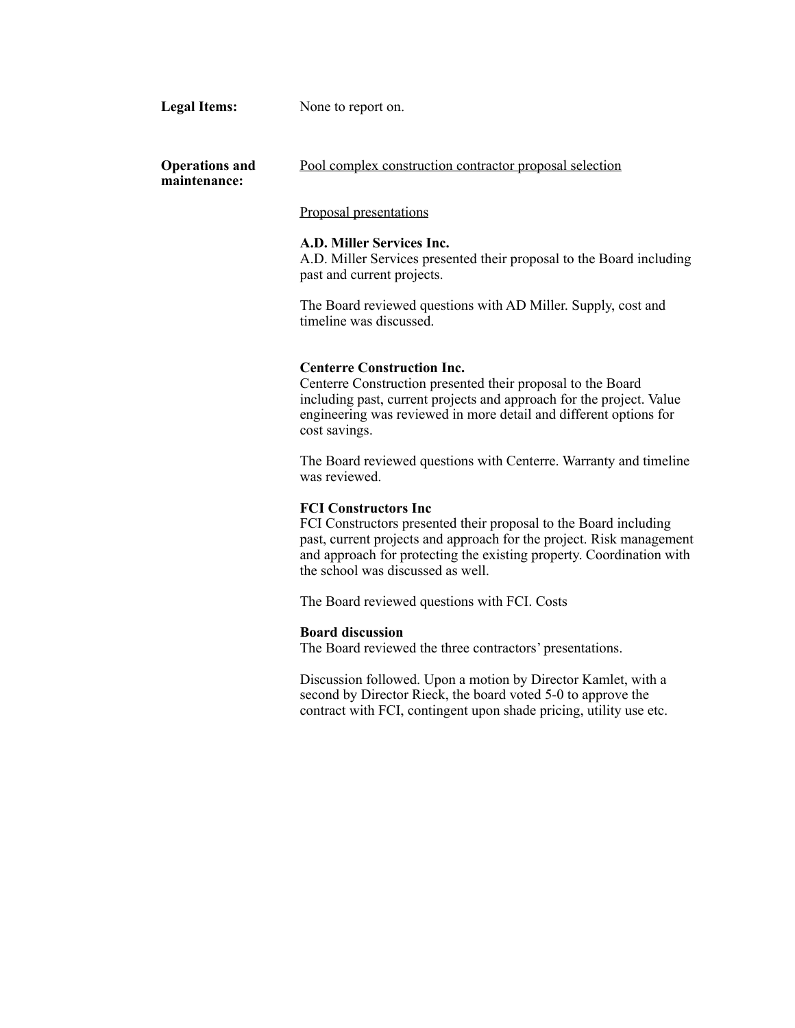**Legal Items:** None to report on.

**Operations and maintenance:**

Pool complex construction contractor proposal selection

Proposal presentations

**A.D. Miller Services Inc.**
A.D. Miller Services presented their proposal to the Board including past and current projects.

The Board reviewed questions with AD Miller. Supply, cost and timeline was discussed.

**Centerre Construction Inc.**
Centerre Construction presented their proposal to the Board including past, current projects and approach for the project. Value engineering was reviewed in more detail and different options for cost savings.

The Board reviewed questions with Centerre. Warranty and timeline was reviewed.

**FCI Constructors Inc**
FCI Constructors presented their proposal to the Board including past, current projects and approach for the project. Risk management and approach for protecting the existing property. Coordination with the school was discussed as well.

The Board reviewed questions with FCI. Costs

**Board discussion**
The Board reviewed the three contractors' presentations.

Discussion followed. Upon a motion by Director Kamlet, with a second by Director Rieck, the board voted 5-0 to approve the contract with FCI, contingent upon shade pricing, utility use etc.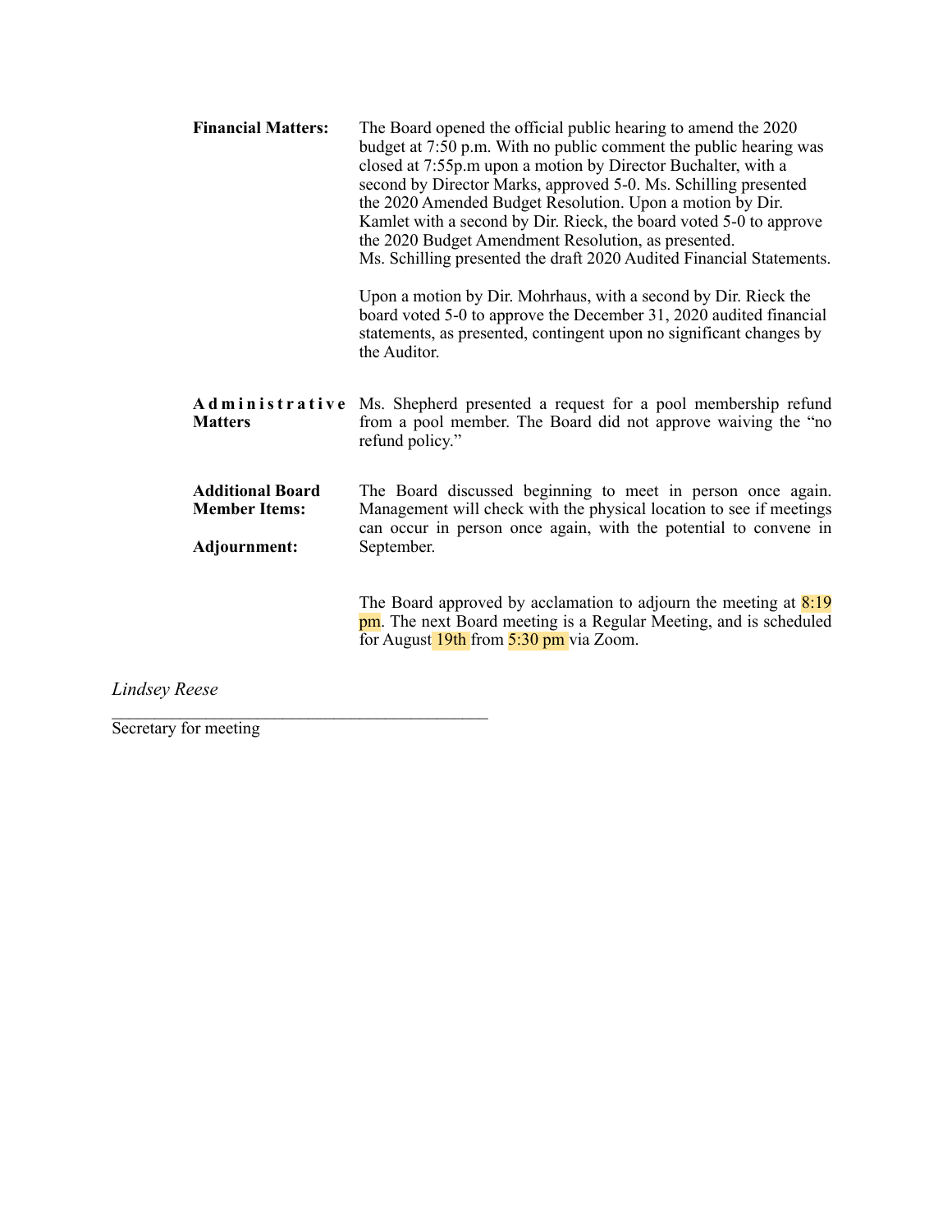**Financial Matters:** The Board opened the official public hearing to amend the 2020 budget at 7:50 p.m. With no public comment the public hearing was closed at 7:55p.m upon a motion by Director Buchalter, with a second by Director Marks, approved 5-0. Ms. Schilling presented the 2020 Amended Budget Resolution. Upon a motion by Dir. Kamlet with a second by Dir. Rieck, the board voted 5-0 to approve the 2020 Budget Amendment Resolution, as presented. Ms. Schilling presented the draft 2020 Audited Financial Statements.

Upon a motion by Dir. Mohrhaus, with a second by Dir. Rieck the board voted 5-0 to approve the December 31, 2020 audited financial statements, as presented, contingent upon no significant changes by the Auditor.

**Administrative Matters** Ms. Shepherd presented a request for a pool membership refund from a pool member. The Board did not approve waiving the "no refund policy."

**Additional Board Member Items:** The Board discussed beginning to meet in person once again. Management will check with the physical location to see if meetings can occur in person once again, with the potential to convene in September.

**Adjournment:** The Board approved by acclamation to adjourn the meeting at 8:19 pm. The next Board meeting is a Regular Meeting, and is scheduled for August 19th from 5:30 pm via Zoom.

*Lindsey Reese*

\_\_\_\_\_\_\_\_\_\_\_\_\_\_\_\_\_\_\_\_\_\_\_\_\_\_\_\_\_\_\_\_\_\_\_\_\_\_\_\_\_\_

Secretary for meeting